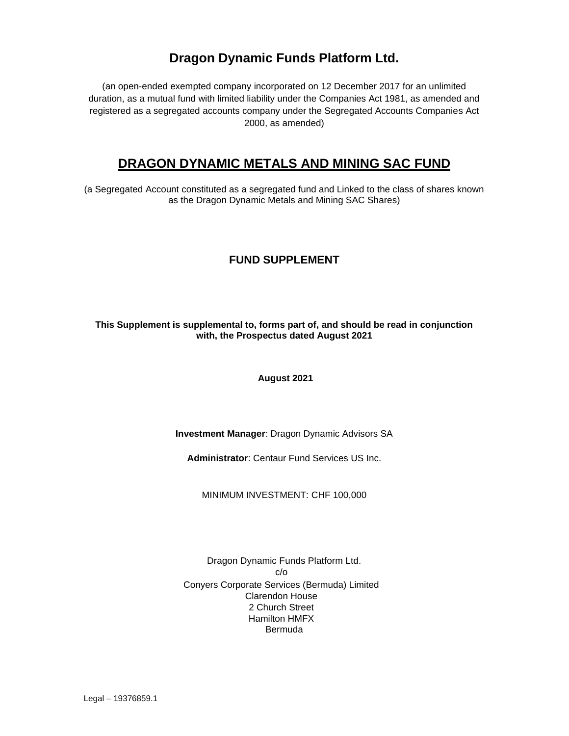# Dragon Dynamic Funds Platform Ltd.

(an open-ended exempted company incorporated on 12 December 2017 for an unlimited duration, as a mutual fund with limited liability under the Companies Act 1981, as amended and registered as a segregated accounts company under the Segregated Accounts Companies Act 2000, as amended)

## DRAGON DYNAMIC METALS AND MINING SAC FUND

(a Segregated Account constituted as a segregated fund and Linked to the class of shares known as the Dragon Dynamic Metals and Mining SAC Shares)

### FUND SUPPLEMENT

**This Supplement is supplemental to, forms part of, and should be read in conjunction with, the Prospectus dated August 2021**

**August 2021**

**Investment Manager**: Dragon Dynamic Advisors SA

**Administrator**: Centaur Fund Services US Inc.

MINIMUM INVESTMENT: CHF 100,000

Dragon Dynamic Funds Platform Ltd.
c/o
Conyers Corporate Services (Bermuda) Limited
Clarendon House
2 Church Street
Hamilton HMFX
Bermuda

Legal – 19376859.1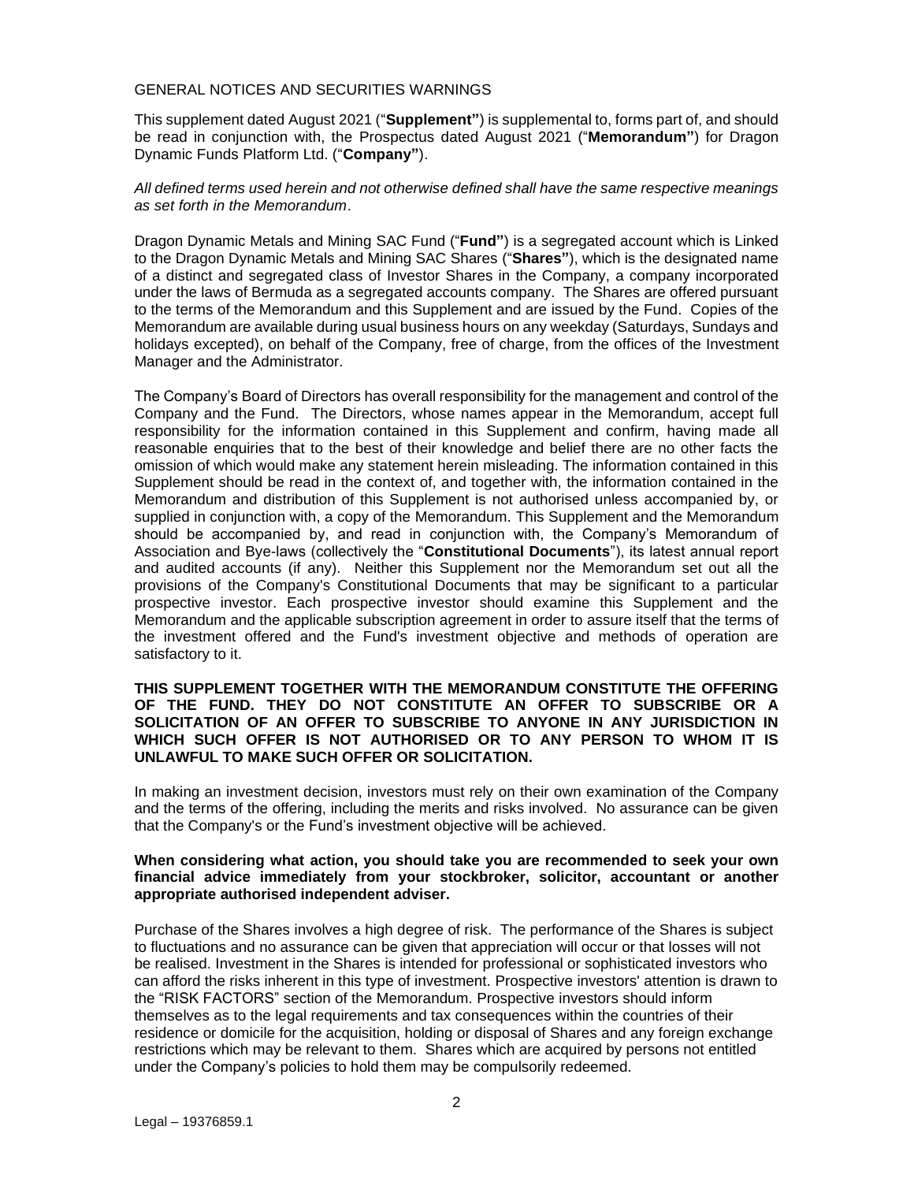GENERAL NOTICES AND SECURITIES WARNINGS

This supplement dated August 2021 ("**Supplement"**) is supplemental to, forms part of, and should be read in conjunction with, the Prospectus dated August 2021 ("**Memorandum"**) for Dragon Dynamic Funds Platform Ltd. ("**Company"**).

*All defined terms used herein and not otherwise defined shall have the same respective meanings as set forth in the Memorandum*.

Dragon Dynamic Metals and Mining SAC Fund ("**Fund"**) is a segregated account which is Linked to the Dragon Dynamic Metals and Mining SAC Shares ("**Shares"**), which is the designated name of a distinct and segregated class of Investor Shares in the Company, a company incorporated under the laws of Bermuda as a segregated accounts company. The Shares are offered pursuant to the terms of the Memorandum and this Supplement and are issued by the Fund. Copies of the Memorandum are available during usual business hours on any weekday (Saturdays, Sundays and holidays excepted), on behalf of the Company, free of charge, from the offices of the Investment Manager and the Administrator.

The Company's Board of Directors has overall responsibility for the management and control of the Company and the Fund. The Directors, whose names appear in the Memorandum, accept full responsibility for the information contained in this Supplement and confirm, having made all reasonable enquiries that to the best of their knowledge and belief there are no other facts the omission of which would make any statement herein misleading. The information contained in this Supplement should be read in the context of, and together with, the information contained in the Memorandum and distribution of this Supplement is not authorised unless accompanied by, or supplied in conjunction with, a copy of the Memorandum. This Supplement and the Memorandum should be accompanied by, and read in conjunction with, the Company's Memorandum of Association and Bye-laws (collectively the "**Constitutional Documents**"), its latest annual report and audited accounts (if any). Neither this Supplement nor the Memorandum set out all the provisions of the Company's Constitutional Documents that may be significant to a particular prospective investor. Each prospective investor should examine this Supplement and the Memorandum and the applicable subscription agreement in order to assure itself that the terms of the investment offered and the Fund's investment objective and methods of operation are satisfactory to it.

**THIS SUPPLEMENT TOGETHER WITH THE MEMORANDUM CONSTITUTE THE OFFERING OF THE FUND. THEY DO NOT CONSTITUTE AN OFFER TO SUBSCRIBE OR A SOLICITATION OF AN OFFER TO SUBSCRIBE TO ANYONE IN ANY JURISDICTION IN WHICH SUCH OFFER IS NOT AUTHORISED OR TO ANY PERSON TO WHOM IT IS UNLAWFUL TO MAKE SUCH OFFER OR SOLICITATION.**

In making an investment decision, investors must rely on their own examination of the Company and the terms of the offering, including the merits and risks involved. No assurance can be given that the Company's or the Fund's investment objective will be achieved.

**When considering what action, you should take you are recommended to seek your own financial advice immediately from your stockbroker, solicitor, accountant or another appropriate authorised independent adviser.**

Purchase of the Shares involves a high degree of risk. The performance of the Shares is subject to fluctuations and no assurance can be given that appreciation will occur or that losses will not be realised. Investment in the Shares is intended for professional or sophisticated investors who can afford the risks inherent in this type of investment. Prospective investors' attention is drawn to the "RISK FACTORS" section of the Memorandum. Prospective investors should inform themselves as to the legal requirements and tax consequences within the countries of their residence or domicile for the acquisition, holding or disposal of Shares and any foreign exchange restrictions which may be relevant to them. Shares which are acquired by persons not entitled under the Company's policies to hold them may be compulsorily redeemed.

Legal – 19376859.1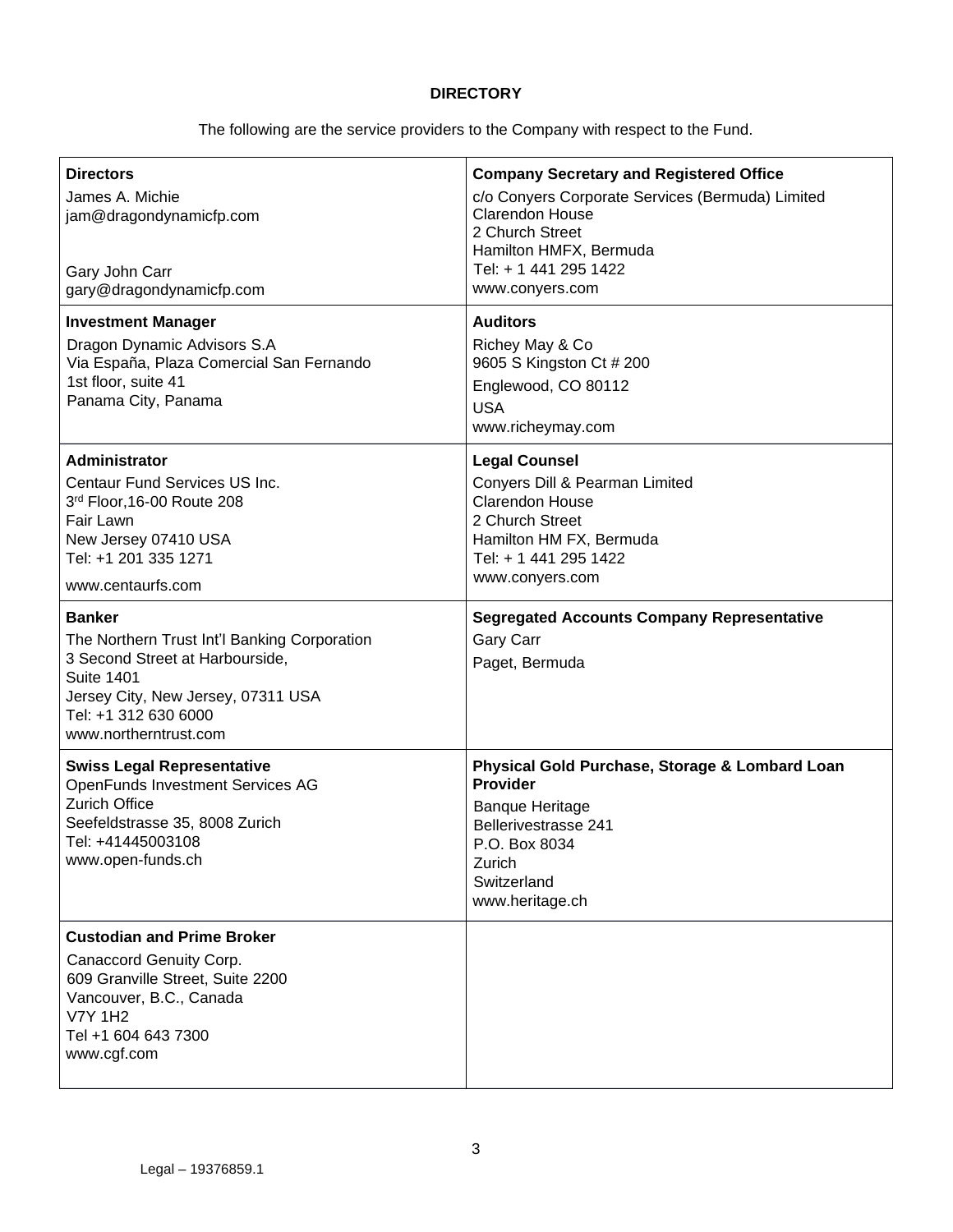# DIRECTORY

The following are the service providers to the Company with respect to the Fund.

| | |
|---|---|
| **Directors**<br>James A. Michie<br>jam@dragondynamicfp.com<br><br>Gary John Carr<br>gary@dragondynamicfp.com | **Company Secretary and Registered Office**<br>c/o Conyers Corporate Services (Bermuda) Limited<br>Clarendon House<br>2 Church Street<br>Hamilton HMFX, Bermuda<br>Tel: + 1 441 295 1422<br>www.conyers.com |
| **Investment Manager**<br>Dragon Dynamic Advisors S.A<br>Via España, Plaza Comercial San Fernando<br>1st floor, suite 41<br>Panama City, Panama | **Auditors**<br>Richey May & Co<br>9605 S Kingston Ct # 200<br>Englewood, CO 80112<br>USA<br>www.richeymay.com |
| **Administrator**<br>Centaur Fund Services US Inc.<br>3rd Floor,16-00 Route 208<br>Fair Lawn<br>New Jersey 07410 USA<br>Tel: +1 201 335 1271<br>www.centaurfs.com | **Legal Counsel**<br>Conyers Dill & Pearman Limited<br>Clarendon House<br>2 Church Street<br>Hamilton HM FX, Bermuda<br>Tel: + 1 441 295 1422<br>www.conyers.com |
| **Banker**<br>The Northern Trust Int'l Banking Corporation<br>3 Second Street at Harbourside,<br>Suite 1401<br>Jersey City, New Jersey, 07311 USA<br>Tel: +1 312 630 6000<br>www.northerntrust.com | **Segregated Accounts Company Representative**<br>Gary Carr<br>Paget, Bermuda |
| **Swiss Legal Representative**<br>OpenFunds Investment Services AG<br>Zurich Office<br>Seefeldstrasse 35, 8008 Zurich<br>Tel: +41445003108<br>www.open-funds.ch | **Physical Gold Purchase, Storage & Lombard Loan Provider**<br>Banque Heritage<br>Bellerivestrasse 241<br>P.O. Box 8034<br>Zurich<br>Switzerland<br>www.heritage.ch |
| **Custodian and Prime Broker**<br>Canaccord Genuity Corp.<br>609 Granville Street, Suite 2200<br>Vancouver, B.C., Canada<br>V7Y 1H2<br>Tel +1 604 643 7300<br>www.cgf.com | |

Legal – 19376859.1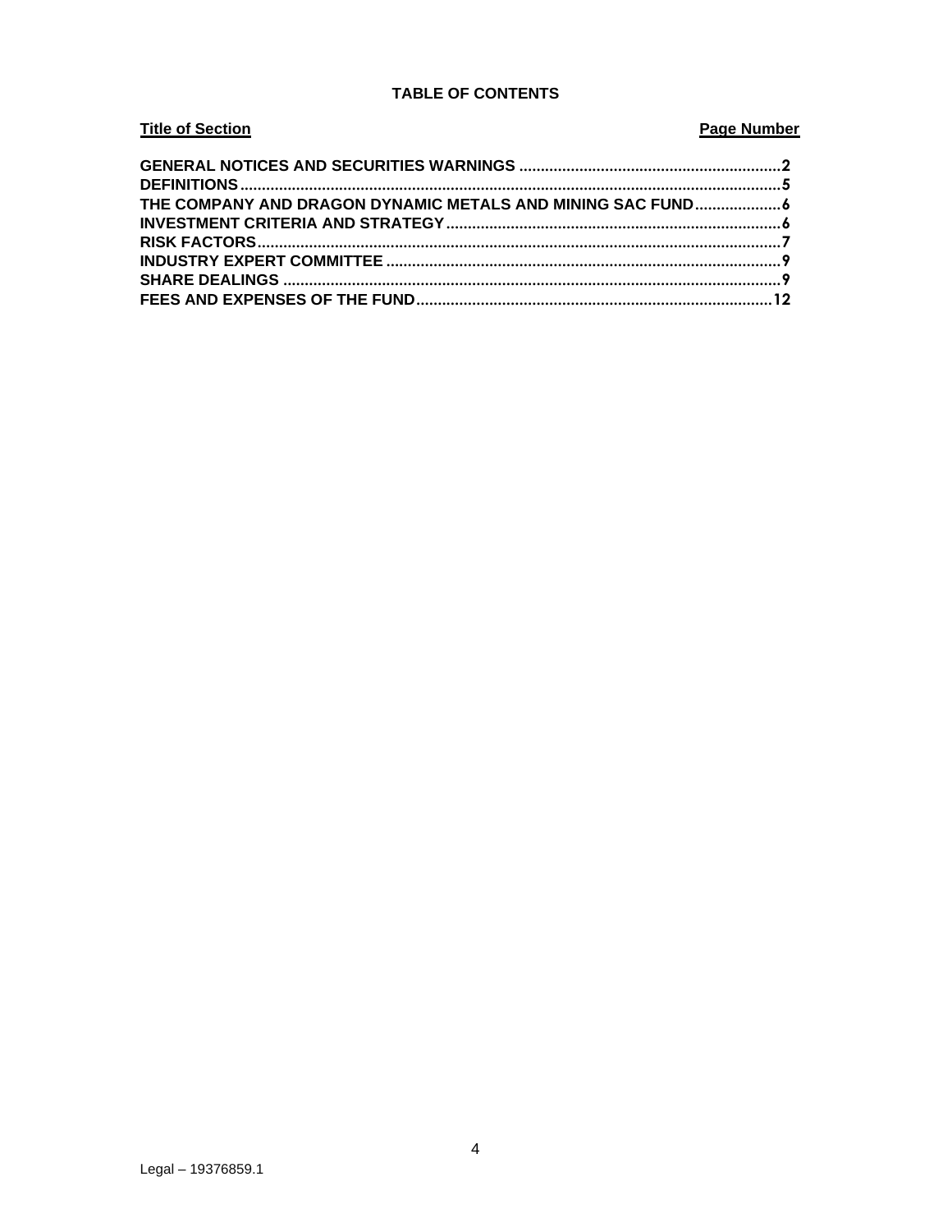## TABLE OF CONTENTS

| Title of Section | Page Number |
|---|---|
| GENERAL NOTICES AND SECURITIES WARNINGS | 2 |
| DEFINITIONS | 5 |
| THE COMPANY AND DRAGON DYNAMIC METALS AND MINING SAC FUND | 6 |
| INVESTMENT CRITERIA AND STRATEGY | 6 |
| RISK FACTORS | 7 |
| INDUSTRY EXPERT COMMITTEE | 9 |
| SHARE DEALINGS | 9 |
| FEES AND EXPENSES OF THE FUND | 12 |

Legal – 19376859.1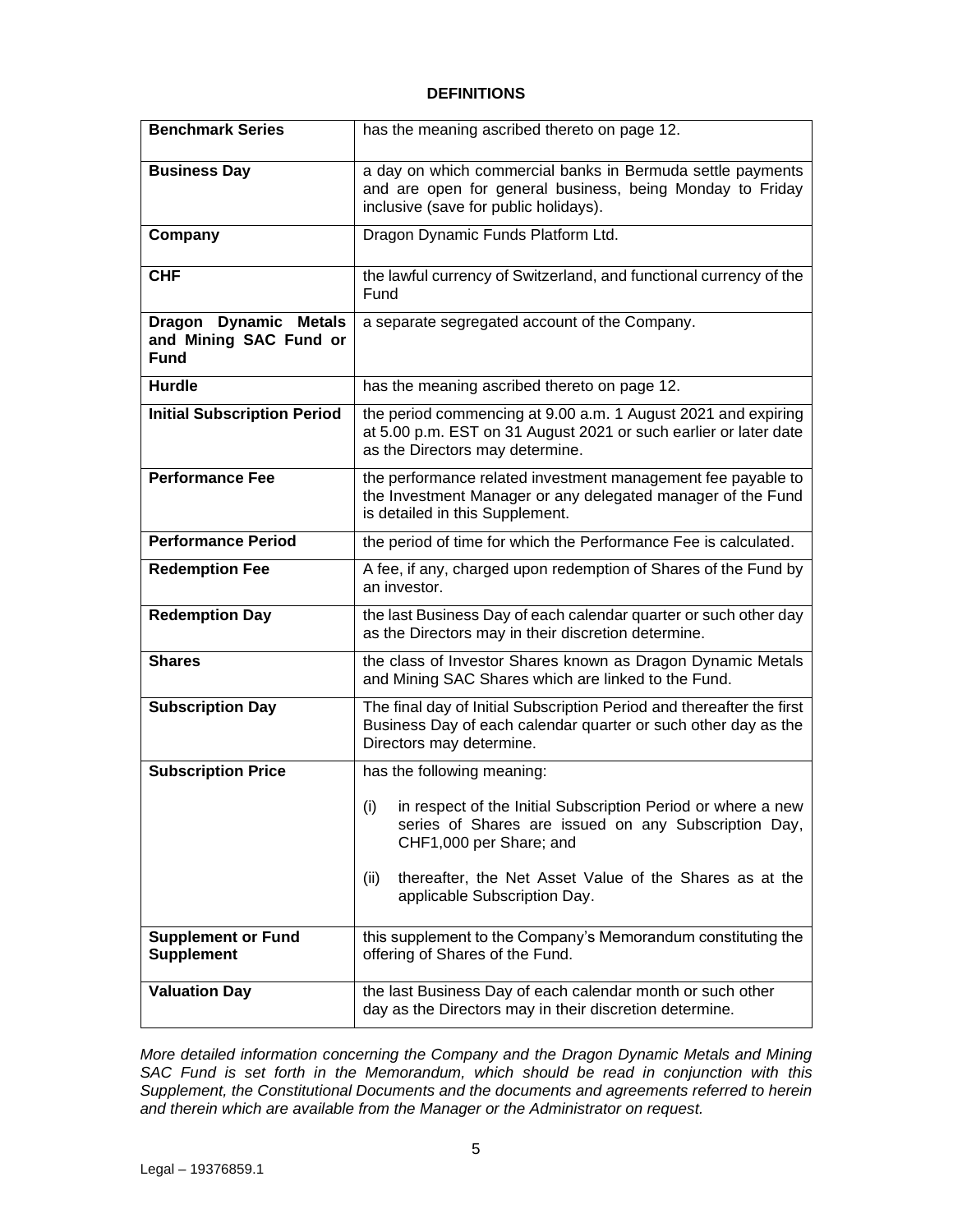## DEFINITIONS

| | |
|---|---|
| **Benchmark Series** | has the meaning ascribed thereto on page 12. |
| **Business Day** | a day on which commercial banks in Bermuda settle payments and are open for general business, being Monday to Friday inclusive (save for public holidays). |
| **Company** | Dragon Dynamic Funds Platform Ltd. |
| **CHF** | the lawful currency of Switzerland, and functional currency of the Fund |
| **Dragon Dynamic Metals and Mining SAC Fund or Fund** | a separate segregated account of the Company. |
| **Hurdle** | has the meaning ascribed thereto on page 12. |
| **Initial Subscription Period** | the period commencing at 9.00 a.m. 1 August 2021 and expiring at 5.00 p.m. EST on 31 August 2021 or such earlier or later date as the Directors may determine. |
| **Performance Fee** | the performance related investment management fee payable to the Investment Manager or any delegated manager of the Fund is detailed in this Supplement. |
| **Performance Period** | the period of time for which the Performance Fee is calculated. |
| **Redemption Fee** | A fee, if any, charged upon redemption of Shares of the Fund by an investor. |
| **Redemption Day** | the last Business Day of each calendar quarter or such other day as the Directors may in their discretion determine. |
| **Shares** | the class of Investor Shares known as Dragon Dynamic Metals and Mining SAC Shares which are linked to the Fund. |
| **Subscription Day** | The final day of Initial Subscription Period and thereafter the first Business Day of each calendar quarter or such other day as the Directors may determine. |
| **Subscription Price** | has the following meaning:<br><br>(i) in respect of the Initial Subscription Period or where a new series of Shares are issued on any Subscription Day, CHF1,000 per Share; and<br><br>(ii) thereafter, the Net Asset Value of the Shares as at the applicable Subscription Day. |
| **Supplement or Fund Supplement** | this supplement to the Company's Memorandum constituting the offering of Shares of the Fund. |
| **Valuation Day** | the last Business Day of each calendar month or such other day as the Directors may in their discretion determine. |

*More detailed information concerning the Company and the Dragon Dynamic Metals and Mining SAC Fund is set forth in the Memorandum, which should be read in conjunction with this Supplement, the Constitutional Documents and the documents and agreements referred to herein and therein which are available from the Manager or the Administrator on request.*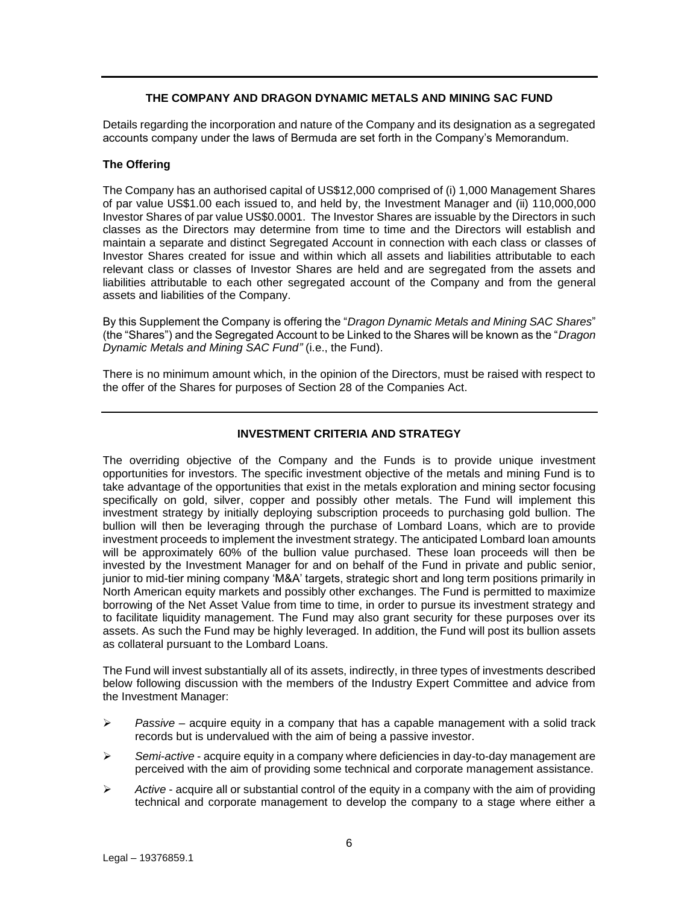## THE COMPANY AND DRAGON DYNAMIC METALS AND MINING SAC FUND

Details regarding the incorporation and nature of the Company and its designation as a segregated accounts company under the laws of Bermuda are set forth in the Company's Memorandum.

### The Offering

The Company has an authorised capital of US$12,000 comprised of (i) 1,000 Management Shares of par value US$1.00 each issued to, and held by, the Investment Manager and (ii) 110,000,000 Investor Shares of par value US$0.0001. The Investor Shares are issuable by the Directors in such classes as the Directors may determine from time to time and the Directors will establish and maintain a separate and distinct Segregated Account in connection with each class or classes of Investor Shares created for issue and within which all assets and liabilities attributable to each relevant class or classes of Investor Shares are held and are segregated from the assets and liabilities attributable to each other segregated account of the Company and from the general assets and liabilities of the Company.

By this Supplement the Company is offering the "*Dragon Dynamic Metals and Mining SAC Shares*" (the "Shares") and the Segregated Account to be Linked to the Shares will be known as the "*Dragon Dynamic Metals and Mining SAC Fund"* (i.e., the Fund).

There is no minimum amount which, in the opinion of the Directors, must be raised with respect to the offer of the Shares for purposes of Section 28 of the Companies Act.

## INVESTMENT CRITERIA AND STRATEGY

The overriding objective of the Company and the Funds is to provide unique investment opportunities for investors. The specific investment objective of the metals and mining Fund is to take advantage of the opportunities that exist in the metals exploration and mining sector focusing specifically on gold, silver, copper and possibly other metals. The Fund will implement this investment strategy by initially deploying subscription proceeds to purchasing gold bullion. The bullion will then be leveraging through the purchase of Lombard Loans, which are to provide investment proceeds to implement the investment strategy. The anticipated Lombard loan amounts will be approximately 60% of the bullion value purchased. These loan proceeds will then be invested by the Investment Manager for and on behalf of the Fund in private and public senior, junior to mid-tier mining company 'M&A' targets, strategic short and long term positions primarily in North American equity markets and possibly other exchanges. The Fund is permitted to maximize borrowing of the Net Asset Value from time to time, in order to pursue its investment strategy and to facilitate liquidity management. The Fund may also grant security for these purposes over its assets. As such the Fund may be highly leveraged. In addition, the Fund will post its bullion assets as collateral pursuant to the Lombard Loans.

The Fund will invest substantially all of its assets, indirectly, in three types of investments described below following discussion with the members of the Industry Expert Committee and advice from the Investment Manager:

- *Passive* – acquire equity in a company that has a capable management with a solid track records but is undervalued with the aim of being a passive investor.
- *Semi-active* - acquire equity in a company where deficiencies in day-to-day management are perceived with the aim of providing some technical and corporate management assistance.
- *Active* - acquire all or substantial control of the equity in a company with the aim of providing technical and corporate management to develop the company to a stage where either a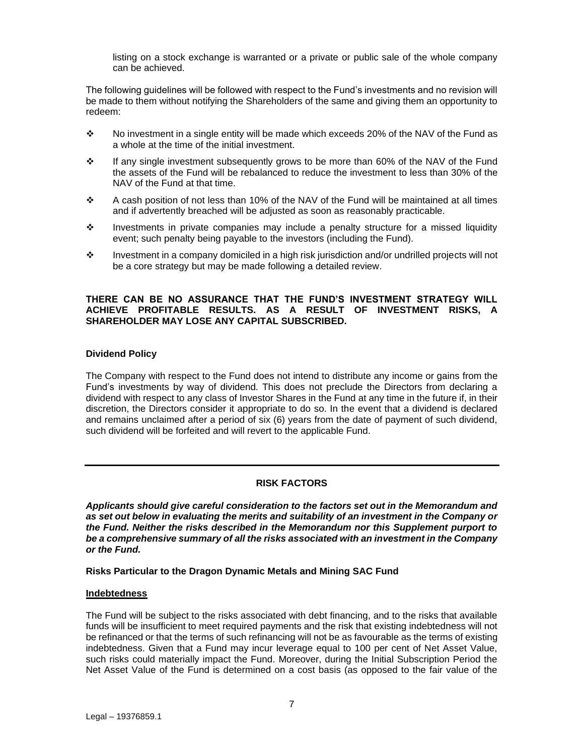listing on a stock exchange is warranted or a private or public sale of the whole company can be achieved.

The following guidelines will be followed with respect to the Fund's investments and no revision will be made to them without notifying the Shareholders of the same and giving them an opportunity to redeem:

- No investment in a single entity will be made which exceeds 20% of the NAV of the Fund as a whole at the time of the initial investment.
- If any single investment subsequently grows to be more than 60% of the NAV of the Fund the assets of the Fund will be rebalanced to reduce the investment to less than 30% of the NAV of the Fund at that time.
- A cash position of not less than 10% of the NAV of the Fund will be maintained at all times and if advertently breached will be adjusted as soon as reasonably practicable.
- Investments in private companies may include a penalty structure for a missed liquidity event; such penalty being payable to the investors (including the Fund).
- Investment in a company domiciled in a high risk jurisdiction and/or undrilled projects will not be a core strategy but may be made following a detailed review.

**THERE CAN BE NO ASSURANCE THAT THE FUND'S INVESTMENT STRATEGY WILL ACHIEVE PROFITABLE RESULTS. AS A RESULT OF INVESTMENT RISKS, A SHAREHOLDER MAY LOSE ANY CAPITAL SUBSCRIBED.**

**Dividend Policy**

The Company with respect to the Fund does not intend to distribute any income or gains from the Fund's investments by way of dividend. This does not preclude the Directors from declaring a dividend with respect to any class of Investor Shares in the Fund at any time in the future if, in their discretion, the Directors consider it appropriate to do so. In the event that a dividend is declared and remains unclaimed after a period of six (6) years from the date of payment of such dividend, such dividend will be forfeited and will revert to the applicable Fund.

---

## RISK FACTORS

***Applicants should give careful consideration to the factors set out in the Memorandum and as set out below in evaluating the merits and suitability of an investment in the Company or the Fund. Neither the risks described in the Memorandum nor this Supplement purport to be a comprehensive summary of all the risks associated with an investment in the Company or the Fund.***

**Risks Particular to the Dragon Dynamic Metals and Mining SAC Fund**

**Indebtedness**

The Fund will be subject to the risks associated with debt financing, and to the risks that available funds will be insufficient to meet required payments and the risk that existing indebtedness will not be refinanced or that the terms of such refinancing will not be as favourable as the terms of existing indebtedness. Given that a Fund may incur leverage equal to 100 per cent of Net Asset Value, such risks could materially impact the Fund. Moreover, during the Initial Subscription Period the Net Asset Value of the Fund is determined on a cost basis (as opposed to the fair value of the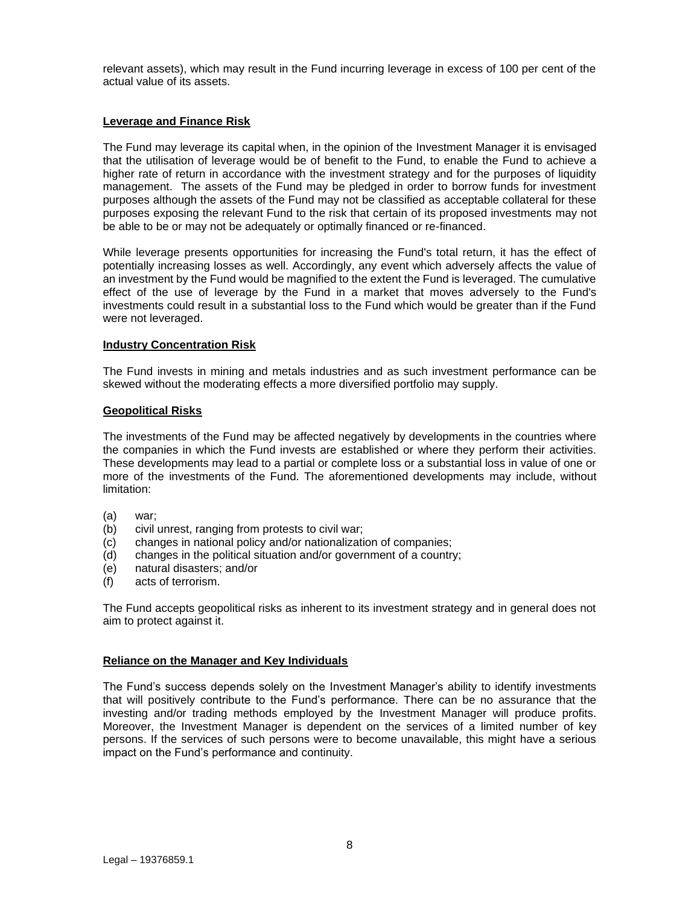relevant assets), which may result in the Fund incurring leverage in excess of 100 per cent of the actual value of its assets.

**Leverage and Finance Risk**

The Fund may leverage its capital when, in the opinion of the Investment Manager it is envisaged that the utilisation of leverage would be of benefit to the Fund, to enable the Fund to achieve a higher rate of return in accordance with the investment strategy and for the purposes of liquidity management. The assets of the Fund may be pledged in order to borrow funds for investment purposes although the assets of the Fund may not be classified as acceptable collateral for these purposes exposing the relevant Fund to the risk that certain of its proposed investments may not be able to be or may not be adequately or optimally financed or re-financed.

While leverage presents opportunities for increasing the Fund's total return, it has the effect of potentially increasing losses as well. Accordingly, any event which adversely affects the value of an investment by the Fund would be magnified to the extent the Fund is leveraged. The cumulative effect of the use of leverage by the Fund in a market that moves adversely to the Fund's investments could result in a substantial loss to the Fund which would be greater than if the Fund were not leveraged.

**Industry Concentration Risk**

The Fund invests in mining and metals industries and as such investment performance can be skewed without the moderating effects a more diversified portfolio may supply.

**Geopolitical Risks**

The investments of the Fund may be affected negatively by developments in the countries where the companies in which the Fund invests are established or where they perform their activities. These developments may lead to a partial or complete loss or a substantial loss in value of one or more of the investments of the Fund. The aforementioned developments may include, without limitation:

(a) war;
(b) civil unrest, ranging from protests to civil war;
(c) changes in national policy and/or nationalization of companies;
(d) changes in the political situation and/or government of a country;
(e) natural disasters; and/or
(f) acts of terrorism.

The Fund accepts geopolitical risks as inherent to its investment strategy and in general does not aim to protect against it.

**Reliance on the Manager and Key Individuals**

The Fund's success depends solely on the Investment Manager's ability to identify investments that will positively contribute to the Fund's performance. There can be no assurance that the investing and/or trading methods employed by the Investment Manager will produce profits. Moreover, the Investment Manager is dependent on the services of a limited number of key persons. If the services of such persons were to become unavailable, this might have a serious impact on the Fund's performance and continuity.

Legal – 19376859.1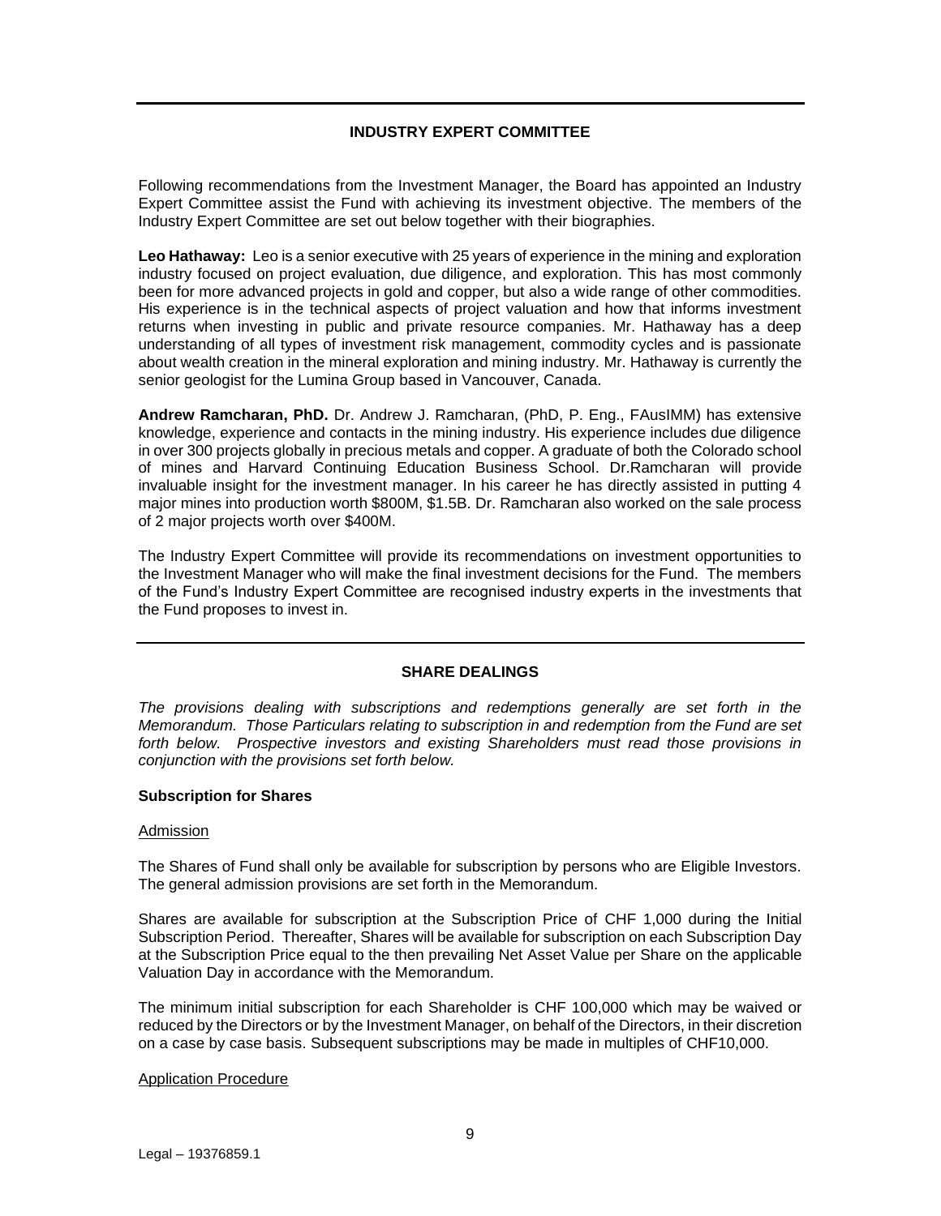## INDUSTRY EXPERT COMMITTEE

Following recommendations from the Investment Manager, the Board has appointed an Industry Expert Committee assist the Fund with achieving its investment objective. The members of the Industry Expert Committee are set out below together with their biographies.

**Leo Hathaway:** Leo is a senior executive with 25 years of experience in the mining and exploration industry focused on project evaluation, due diligence, and exploration. This has most commonly been for more advanced projects in gold and copper, but also a wide range of other commodities. His experience is in the technical aspects of project valuation and how that informs investment returns when investing in public and private resource companies. Mr. Hathaway has a deep understanding of all types of investment risk management, commodity cycles and is passionate about wealth creation in the mineral exploration and mining industry. Mr. Hathaway is currently the senior geologist for the Lumina Group based in Vancouver, Canada.

**Andrew Ramcharan, PhD.** Dr. Andrew J. Ramcharan, (PhD, P. Eng., FAusIMM) has extensive knowledge, experience and contacts in the mining industry. His experience includes due diligence in over 300 projects globally in precious metals and copper. A graduate of both the Colorado school of mines and Harvard Continuing Education Business School. Dr.Ramcharan will provide invaluable insight for the investment manager. In his career he has directly assisted in putting 4 major mines into production worth $800M, $1.5B. Dr. Ramcharan also worked on the sale process of 2 major projects worth over $400M.

The Industry Expert Committee will provide its recommendations on investment opportunities to the Investment Manager who will make the final investment decisions for the Fund. The members of the Fund's Industry Expert Committee are recognised industry experts in the investments that the Fund proposes to invest in.

## SHARE DEALINGS

*The provisions dealing with subscriptions and redemptions generally are set forth in the Memorandum. Those Particulars relating to subscription in and redemption from the Fund are set forth below. Prospective investors and existing Shareholders must read those provisions in conjunction with the provisions set forth below.*

### Subscription for Shares

Admission

The Shares of Fund shall only be available for subscription by persons who are Eligible Investors. The general admission provisions are set forth in the Memorandum.

Shares are available for subscription at the Subscription Price of CHF 1,000 during the Initial Subscription Period. Thereafter, Shares will be available for subscription on each Subscription Day at the Subscription Price equal to the then prevailing Net Asset Value per Share on the applicable Valuation Day in accordance with the Memorandum.

The minimum initial subscription for each Shareholder is CHF 100,000 which may be waived or reduced by the Directors or by the Investment Manager, on behalf of the Directors, in their discretion on a case by case basis. Subsequent subscriptions may be made in multiples of CHF10,000.

Application Procedure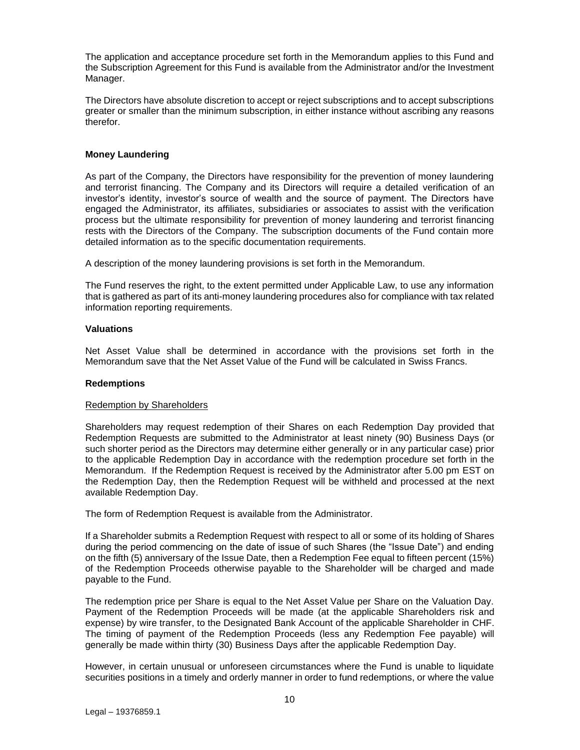The application and acceptance procedure set forth in the Memorandum applies to this Fund and the Subscription Agreement for this Fund is available from the Administrator and/or the Investment Manager.

The Directors have absolute discretion to accept or reject subscriptions and to accept subscriptions greater or smaller than the minimum subscription, in either instance without ascribing any reasons therefor.

**Money Laundering**

As part of the Company, the Directors have responsibility for the prevention of money laundering and terrorist financing. The Company and its Directors will require a detailed verification of an investor's identity, investor's source of wealth and the source of payment. The Directors have engaged the Administrator, its affiliates, subsidiaries or associates to assist with the verification process but the ultimate responsibility for prevention of money laundering and terrorist financing rests with the Directors of the Company. The subscription documents of the Fund contain more detailed information as to the specific documentation requirements.

A description of the money laundering provisions is set forth in the Memorandum.

The Fund reserves the right, to the extent permitted under Applicable Law, to use any information that is gathered as part of its anti-money laundering procedures also for compliance with tax related information reporting requirements.

**Valuations**

Net Asset Value shall be determined in accordance with the provisions set forth in the Memorandum save that the Net Asset Value of the Fund will be calculated in Swiss Francs.

**Redemptions**

Redemption by Shareholders

Shareholders may request redemption of their Shares on each Redemption Day provided that Redemption Requests are submitted to the Administrator at least ninety (90) Business Days (or such shorter period as the Directors may determine either generally or in any particular case) prior to the applicable Redemption Day in accordance with the redemption procedure set forth in the Memorandum. If the Redemption Request is received by the Administrator after 5.00 pm EST on the Redemption Day, then the Redemption Request will be withheld and processed at the next available Redemption Day.

The form of Redemption Request is available from the Administrator.

If a Shareholder submits a Redemption Request with respect to all or some of its holding of Shares during the period commencing on the date of issue of such Shares (the "Issue Date") and ending on the fifth (5) anniversary of the Issue Date, then a Redemption Fee equal to fifteen percent (15%) of the Redemption Proceeds otherwise payable to the Shareholder will be charged and made payable to the Fund.

The redemption price per Share is equal to the Net Asset Value per Share on the Valuation Day. Payment of the Redemption Proceeds will be made (at the applicable Shareholders risk and expense) by wire transfer, to the Designated Bank Account of the applicable Shareholder in CHF. The timing of payment of the Redemption Proceeds (less any Redemption Fee payable) will generally be made within thirty (30) Business Days after the applicable Redemption Day.

However, in certain unusual or unforeseen circumstances where the Fund is unable to liquidate securities positions in a timely and orderly manner in order to fund redemptions, or where the value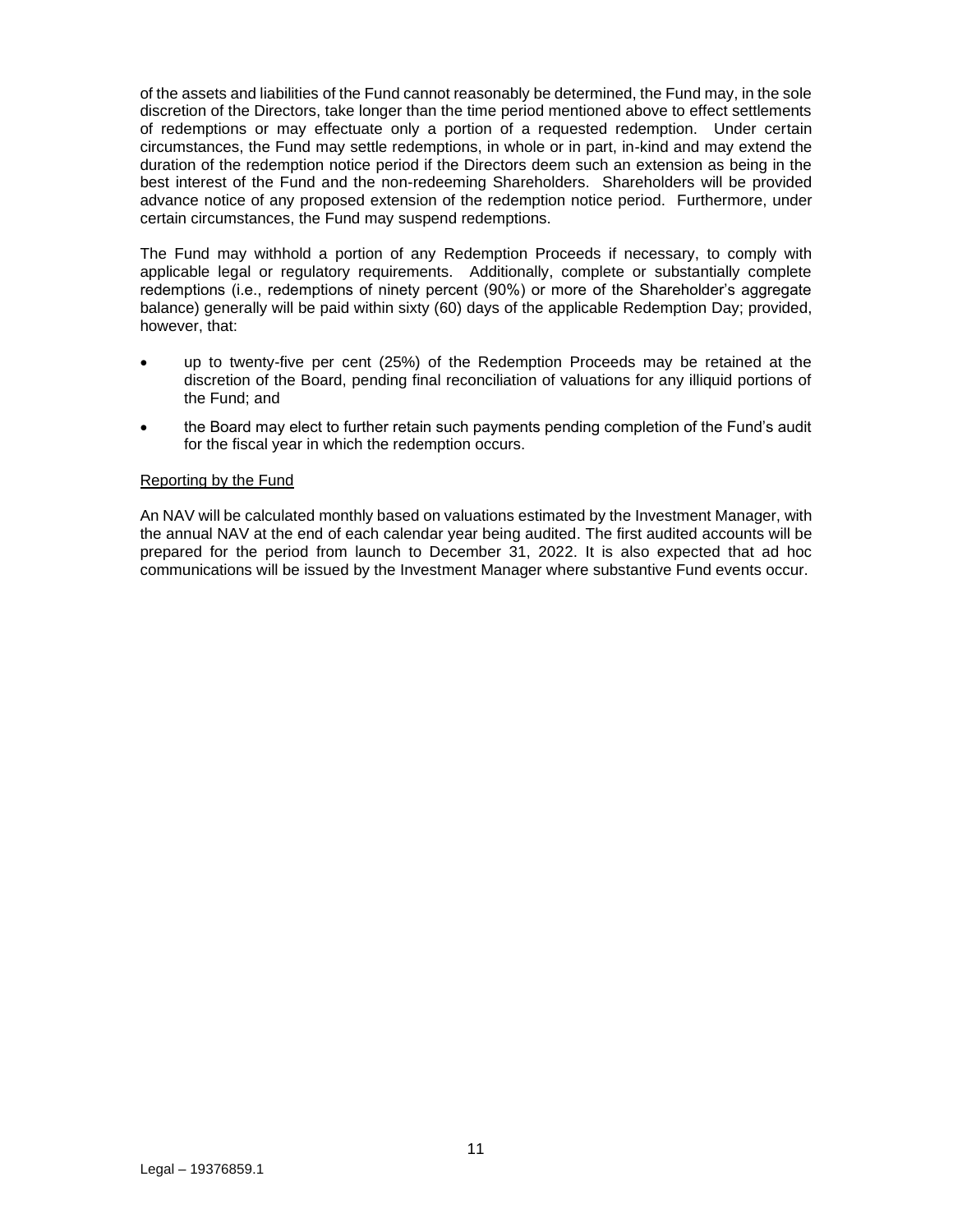of the assets and liabilities of the Fund cannot reasonably be determined, the Fund may, in the sole discretion of the Directors, take longer than the time period mentioned above to effect settlements of redemptions or may effectuate only a portion of a requested redemption. Under certain circumstances, the Fund may settle redemptions, in whole or in part, in-kind and may extend the duration of the redemption notice period if the Directors deem such an extension as being in the best interest of the Fund and the non-redeeming Shareholders. Shareholders will be provided advance notice of any proposed extension of the redemption notice period. Furthermore, under certain circumstances, the Fund may suspend redemptions.

The Fund may withhold a portion of any Redemption Proceeds if necessary, to comply with applicable legal or regulatory requirements. Additionally, complete or substantially complete redemptions (i.e., redemptions of ninety percent (90%) or more of the Shareholder's aggregate balance) generally will be paid within sixty (60) days of the applicable Redemption Day; provided, however, that:

- up to twenty-five per cent (25%) of the Redemption Proceeds may be retained at the discretion of the Board, pending final reconciliation of valuations for any illiquid portions of the Fund; and
- the Board may elect to further retain such payments pending completion of the Fund's audit for the fiscal year in which the redemption occurs.

<u>Reporting by the Fund</u>

An NAV will be calculated monthly based on valuations estimated by the Investment Manager, with the annual NAV at the end of each calendar year being audited. The first audited accounts will be prepared for the period from launch to December 31, 2022. It is also expected that ad hoc communications will be issued by the Investment Manager where substantive Fund events occur.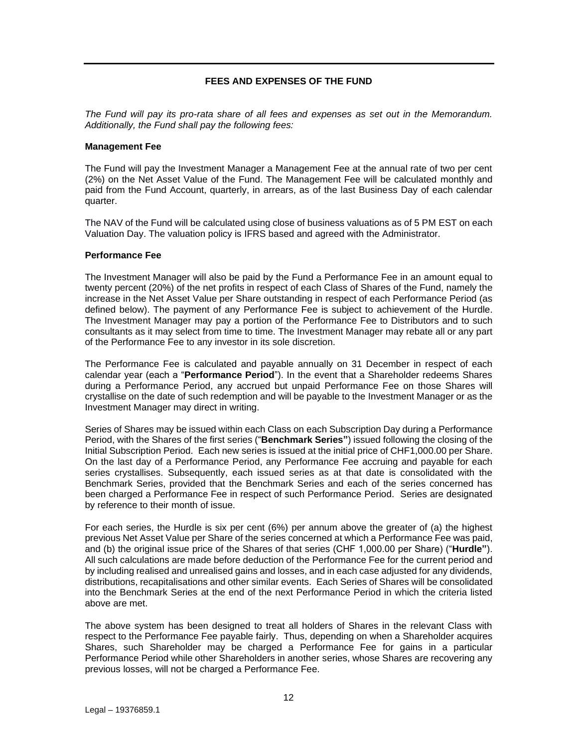## FEES AND EXPENSES OF THE FUND

*The Fund will pay its pro-rata share of all fees and expenses as set out in the Memorandum. Additionally, the Fund shall pay the following fees:*

### Management Fee

The Fund will pay the Investment Manager a Management Fee at the annual rate of two per cent (2%) on the Net Asset Value of the Fund. The Management Fee will be calculated monthly and paid from the Fund Account, quarterly, in arrears, as of the last Business Day of each calendar quarter.

The NAV of the Fund will be calculated using close of business valuations as of 5 PM EST on each Valuation Day. The valuation policy is IFRS based and agreed with the Administrator.

### Performance Fee

The Investment Manager will also be paid by the Fund a Performance Fee in an amount equal to twenty percent (20%) of the net profits in respect of each Class of Shares of the Fund, namely the increase in the Net Asset Value per Share outstanding in respect of each Performance Period (as defined below). The payment of any Performance Fee is subject to achievement of the Hurdle. The Investment Manager may pay a portion of the Performance Fee to Distributors and to such consultants as it may select from time to time. The Investment Manager may rebate all or any part of the Performance Fee to any investor in its sole discretion.

The Performance Fee is calculated and payable annually on 31 December in respect of each calendar year (each a "**Performance Period**"). In the event that a Shareholder redeems Shares during a Performance Period, any accrued but unpaid Performance Fee on those Shares will crystallise on the date of such redemption and will be payable to the Investment Manager or as the Investment Manager may direct in writing.

Series of Shares may be issued within each Class on each Subscription Day during a Performance Period, with the Shares of the first series ("**Benchmark Series"**) issued following the closing of the Initial Subscription Period. Each new series is issued at the initial price of CHF1,000.00 per Share. On the last day of a Performance Period, any Performance Fee accruing and payable for each series crystallises. Subsequently, each issued series as at that date is consolidated with the Benchmark Series, provided that the Benchmark Series and each of the series concerned has been charged a Performance Fee in respect of such Performance Period. Series are designated by reference to their month of issue.

For each series, the Hurdle is six per cent (6%) per annum above the greater of (a) the highest previous Net Asset Value per Share of the series concerned at which a Performance Fee was paid, and (b) the original issue price of the Shares of that series (CHF 1,000.00 per Share) ("**Hurdle"**). All such calculations are made before deduction of the Performance Fee for the current period and by including realised and unrealised gains and losses, and in each case adjusted for any dividends, distributions, recapitalisations and other similar events. Each Series of Shares will be consolidated into the Benchmark Series at the end of the next Performance Period in which the criteria listed above are met.

The above system has been designed to treat all holders of Shares in the relevant Class with respect to the Performance Fee payable fairly. Thus, depending on when a Shareholder acquires Shares, such Shareholder may be charged a Performance Fee for gains in a particular Performance Period while other Shareholders in another series, whose Shares are recovering any previous losses, will not be charged a Performance Fee.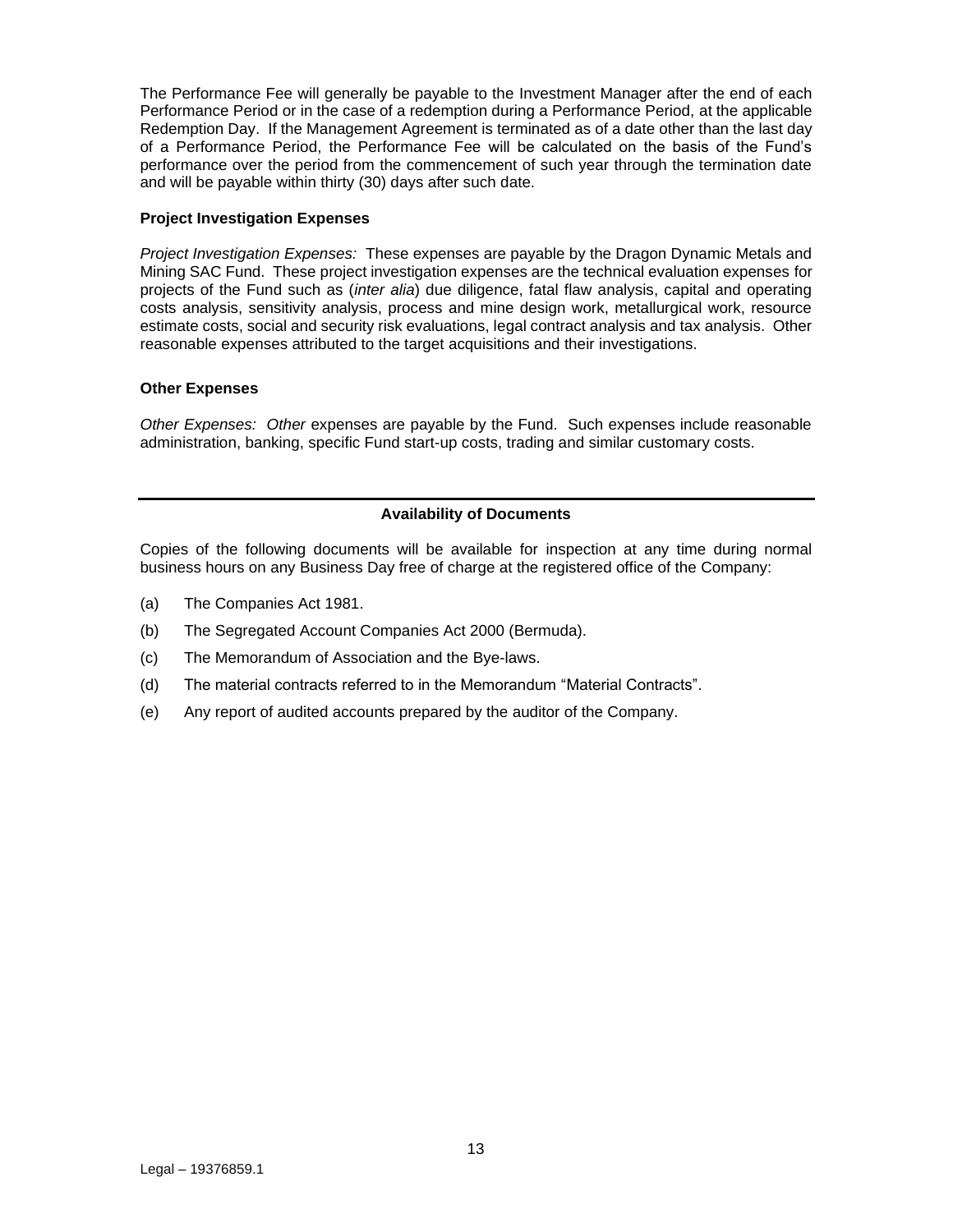The Performance Fee will generally be payable to the Investment Manager after the end of each Performance Period or in the case of a redemption during a Performance Period, at the applicable Redemption Day. If the Management Agreement is terminated as of a date other than the last day of a Performance Period, the Performance Fee will be calculated on the basis of the Fund's performance over the period from the commencement of such year through the termination date and will be payable within thirty (30) days after such date.

**Project Investigation Expenses**

*Project Investigation Expenses:* These expenses are payable by the Dragon Dynamic Metals and Mining SAC Fund. These project investigation expenses are the technical evaluation expenses for projects of the Fund such as (*inter alia*) due diligence, fatal flaw analysis, capital and operating costs analysis, sensitivity analysis, process and mine design work, metallurgical work, resource estimate costs, social and security risk evaluations, legal contract analysis and tax analysis. Other reasonable expenses attributed to the target acquisitions and their investigations.

**Other Expenses**

*Other Expenses: Other* expenses are payable by the Fund. Such expenses include reasonable administration, banking, specific Fund start-up costs, trading and similar customary costs.

---

## Availability of Documents

Copies of the following documents will be available for inspection at any time during normal business hours on any Business Day free of charge at the registered office of the Company:

(a) The Companies Act 1981.

(b) The Segregated Account Companies Act 2000 (Bermuda).

(c) The Memorandum of Association and the Bye-laws.

(d) The material contracts referred to in the Memorandum "Material Contracts".

(e) Any report of audited accounts prepared by the auditor of the Company.

Legal – 19376859.1